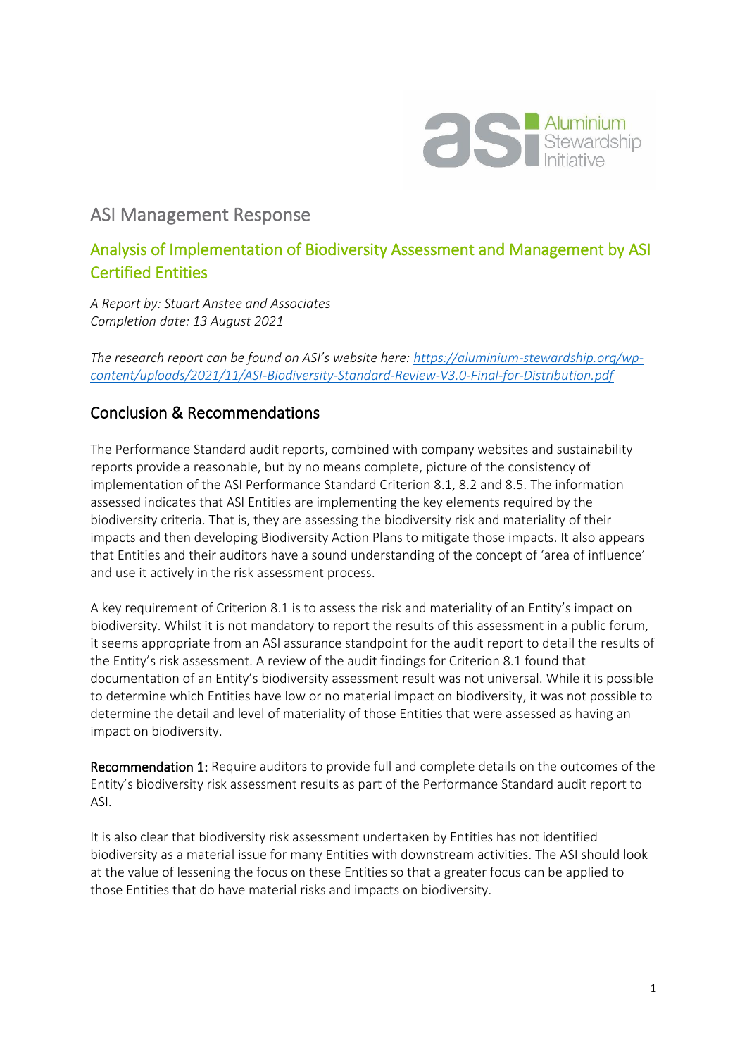# ASI Management Response

## Analysis of Implementation of Biodiversity Assessment and Management by ASI Certified Entities

*A Report by: Stuart Anstee and Associates*
*Completion date: 13 August 2021*

*The research report can be found on ASI's website here: [https://aluminium-stewardship.org/wp-content/uploads/2021/11/ASI-Biodiversity-Standard-Review-V3.0-Final-for-Distribution.pdf](https://aluminium-stewardship.org/wp-content/uploads/2021/11/ASI-Biodiversity-Standard-Review-V3.0-Final-for-Distribution.pdf)*

## Conclusion & Recommendations

The Performance Standard audit reports, combined with company websites and sustainability reports provide a reasonable, but by no means complete, picture of the consistency of implementation of the ASI Performance Standard Criterion 8.1, 8.2 and 8.5. The information assessed indicates that ASI Entities are implementing the key elements required by the biodiversity criteria. That is, they are assessing the biodiversity risk and materiality of their impacts and then developing Biodiversity Action Plans to mitigate those impacts. It also appears that Entities and their auditors have a sound understanding of the concept of 'area of influence' and use it actively in the risk assessment process.

A key requirement of Criterion 8.1 is to assess the risk and materiality of an Entity's impact on biodiversity. Whilst it is not mandatory to report the results of this assessment in a public forum, it seems appropriate from an ASI assurance standpoint for the audit report to detail the results of the Entity's risk assessment. A review of the audit findings for Criterion 8.1 found that documentation of an Entity's biodiversity assessment result was not universal. While it is possible to determine which Entities have low or no material impact on biodiversity, it was not possible to determine the detail and level of materiality of those Entities that were assessed as having an impact on biodiversity.

**Recommendation 1:** Require auditors to provide full and complete details on the outcomes of the Entity's biodiversity risk assessment results as part of the Performance Standard audit report to ASI.

It is also clear that biodiversity risk assessment undertaken by Entities has not identified biodiversity as a material issue for many Entities with downstream activities. The ASI should look at the value of lessening the focus on these Entities so that a greater focus can be applied to those Entities that do have material risks and impacts on biodiversity.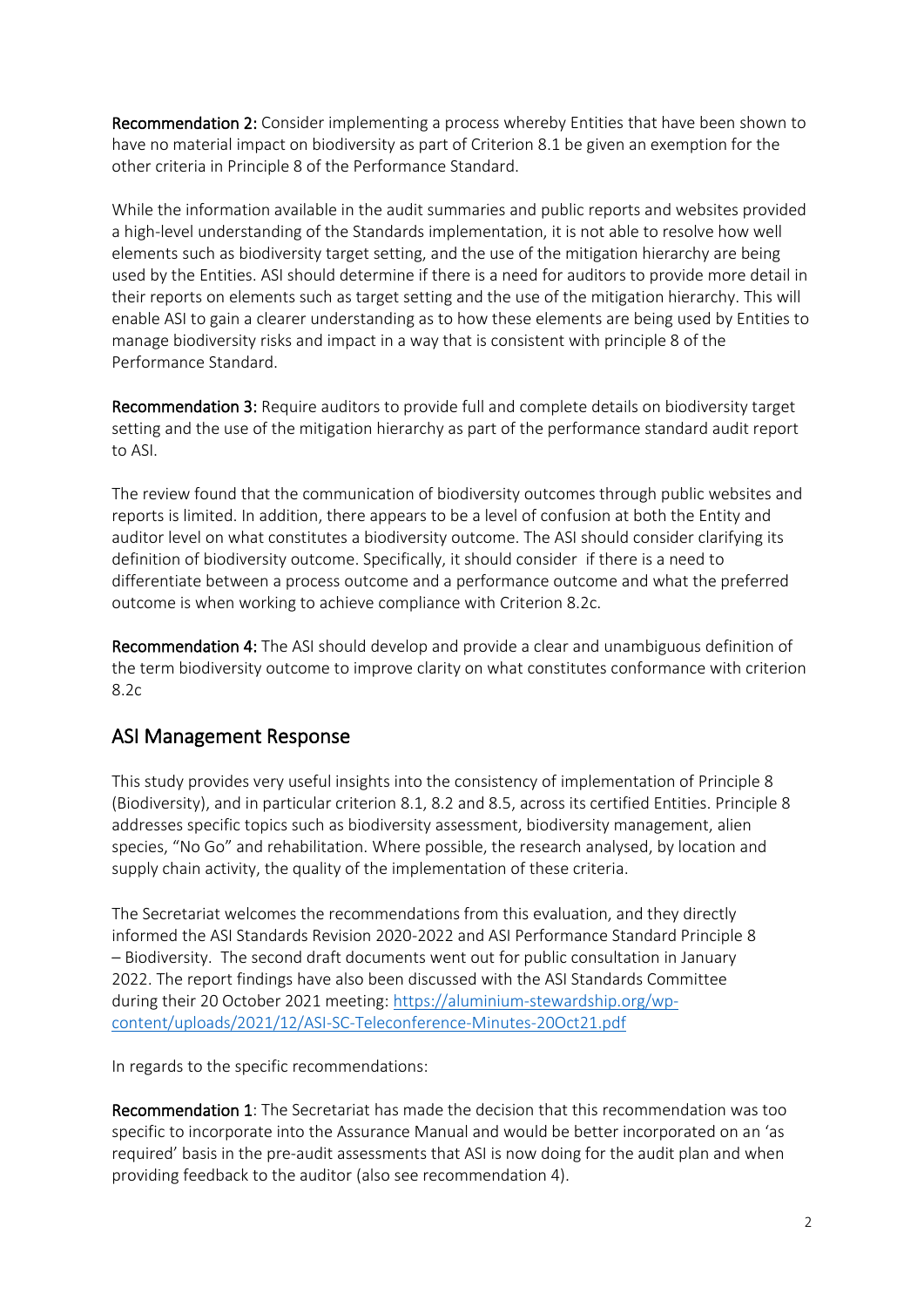**Recommendation 2:** Consider implementing a process whereby Entities that have been shown to have no material impact on biodiversity as part of Criterion 8.1 be given an exemption for the other criteria in Principle 8 of the Performance Standard.

While the information available in the audit summaries and public reports and websites provided a high-level understanding of the Standards implementation, it is not able to resolve how well elements such as biodiversity target setting, and the use of the mitigation hierarchy are being used by the Entities. ASI should determine if there is a need for auditors to provide more detail in their reports on elements such as target setting and the use of the mitigation hierarchy. This will enable ASI to gain a clearer understanding as to how these elements are being used by Entities to manage biodiversity risks and impact in a way that is consistent with principle 8 of the Performance Standard.

**Recommendation 3:** Require auditors to provide full and complete details on biodiversity target setting and the use of the mitigation hierarchy as part of the performance standard audit report to ASI.

The review found that the communication of biodiversity outcomes through public websites and reports is limited. In addition, there appears to be a level of confusion at both the Entity and auditor level on what constitutes a biodiversity outcome. The ASI should consider clarifying its definition of biodiversity outcome. Specifically, it should consider if there is a need to differentiate between a process outcome and a performance outcome and what the preferred outcome is when working to achieve compliance with Criterion 8.2c.

**Recommendation 4:** The ASI should develop and provide a clear and unambiguous definition of the term biodiversity outcome to improve clarity on what constitutes conformance with criterion 8.2c

## ASI Management Response

This study provides very useful insights into the consistency of implementation of Principle 8 (Biodiversity), and in particular criterion 8.1, 8.2 and 8.5, across its certified Entities. Principle 8 addresses specific topics such as biodiversity assessment, biodiversity management, alien species, "No Go" and rehabilitation. Where possible, the research analysed, by location and supply chain activity, the quality of the implementation of these criteria.

The Secretariat welcomes the recommendations from this evaluation, and they directly informed the ASI Standards Revision 2020-2022 and ASI Performance Standard Principle 8 – Biodiversity. The second draft documents went out for public consultation in January 2022. The report findings have also been discussed with the ASI Standards Committee during their 20 October 2021 meeting: [https://aluminium-stewardship.org/wp-content/uploads/2021/12/ASI-SC-Teleconference-Minutes-20Oct21.pdf](https://aluminium-stewardship.org/wp-content/uploads/2021/12/ASI-SC-Teleconference-Minutes-20Oct21.pdf)

In regards to the specific recommendations:

**Recommendation 1**: The Secretariat has made the decision that this recommendation was too specific to incorporate into the Assurance Manual and would be better incorporated on an 'as required' basis in the pre-audit assessments that ASI is now doing for the audit plan and when providing feedback to the auditor (also see recommendation 4).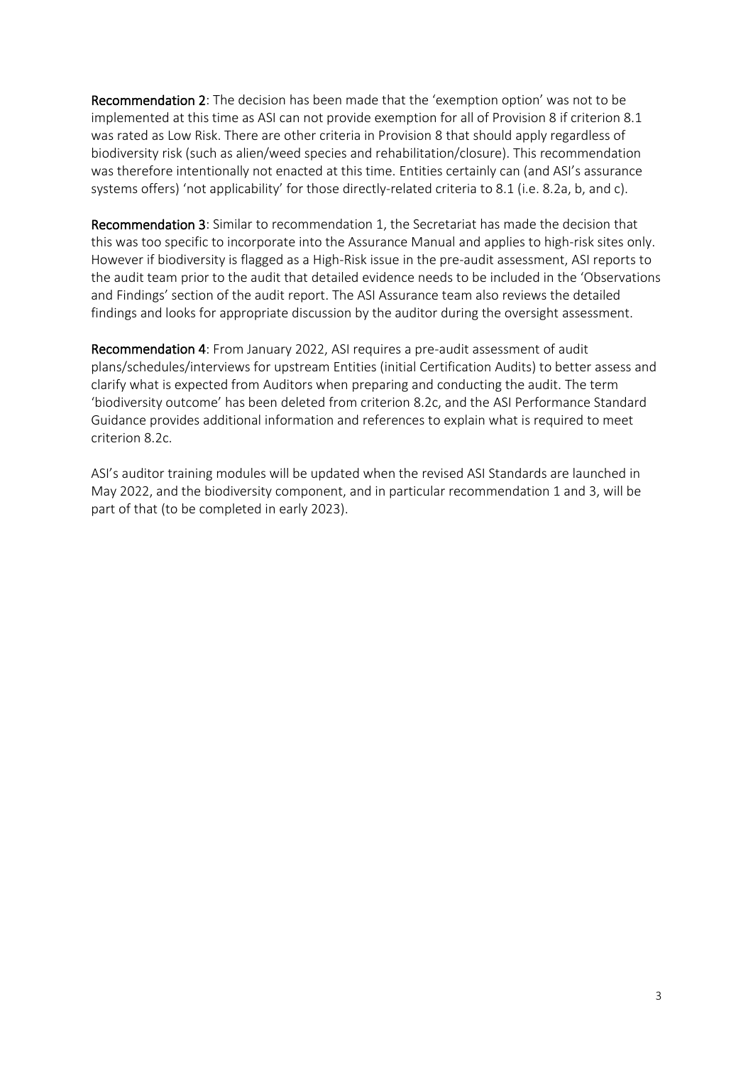**Recommendation 2**: The decision has been made that the 'exemption option' was not to be implemented at this time as ASI can not provide exemption for all of Provision 8 if criterion 8.1 was rated as Low Risk. There are other criteria in Provision 8 that should apply regardless of biodiversity risk (such as alien/weed species and rehabilitation/closure). This recommendation was therefore intentionally not enacted at this time. Entities certainly can (and ASI's assurance systems offers) 'not applicability' for those directly-related criteria to 8.1 (i.e. 8.2a, b, and c).

**Recommendation 3**: Similar to recommendation 1, the Secretariat has made the decision that this was too specific to incorporate into the Assurance Manual and applies to high-risk sites only. However if biodiversity is flagged as a High-Risk issue in the pre-audit assessment, ASI reports to the audit team prior to the audit that detailed evidence needs to be included in the 'Observations and Findings' section of the audit report. The ASI Assurance team also reviews the detailed findings and looks for appropriate discussion by the auditor during the oversight assessment.

**Recommendation 4**: From January 2022, ASI requires a pre-audit assessment of audit plans/schedules/interviews for upstream Entities (initial Certification Audits) to better assess and clarify what is expected from Auditors when preparing and conducting the audit. The term 'biodiversity outcome' has been deleted from criterion 8.2c, and the ASI Performance Standard Guidance provides additional information and references to explain what is required to meet criterion 8.2c.

ASI's auditor training modules will be updated when the revised ASI Standards are launched in May 2022, and the biodiversity component, and in particular recommendation 1 and 3, will be part of that (to be completed in early 2023).